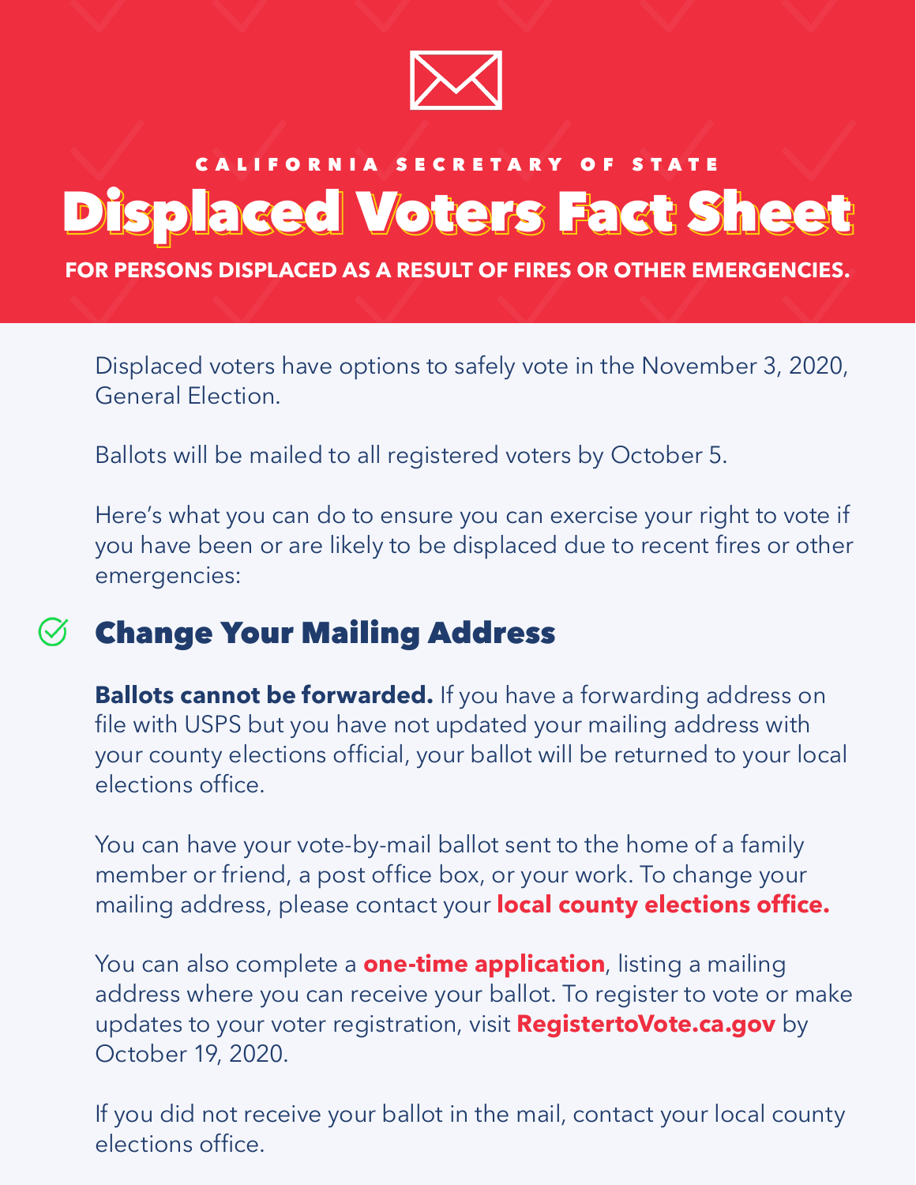CALIFORNIA SECRETARY OF STATE

# Displaced Voters Fact Sheet

**FOR PERSONS DISPLACED AS A RESULT OF FIRES OR OTHER EMERGENCIES.**

Displaced voters have options to safely vote in the November 3, 2020, General Election.

Ballots will be mailed to all registered voters by October 5.

Here's what you can do to ensure you can exercise your right to vote if you have been or are likely to be displaced due to recent fires or other emergencies:

## Change Your Mailing Address

**Ballots cannot be forwarded.** If you have a forwarding address on file with USPS but you have not updated your mailing address with your county elections official, your ballot will be returned to your local elections office.

You can have your vote-by-mail ballot sent to the home of a family member or friend, a post office box, or your work. To change your mailing address, please contact your **local county elections office.**

You can also complete a **one-time application**, listing a mailing address where you can receive your ballot. To register to vote or make updates to your voter registration, visit **RegistertoVote.ca.gov** by October 19, 2020.

If you did not receive your ballot in the mail, contact your local county elections office.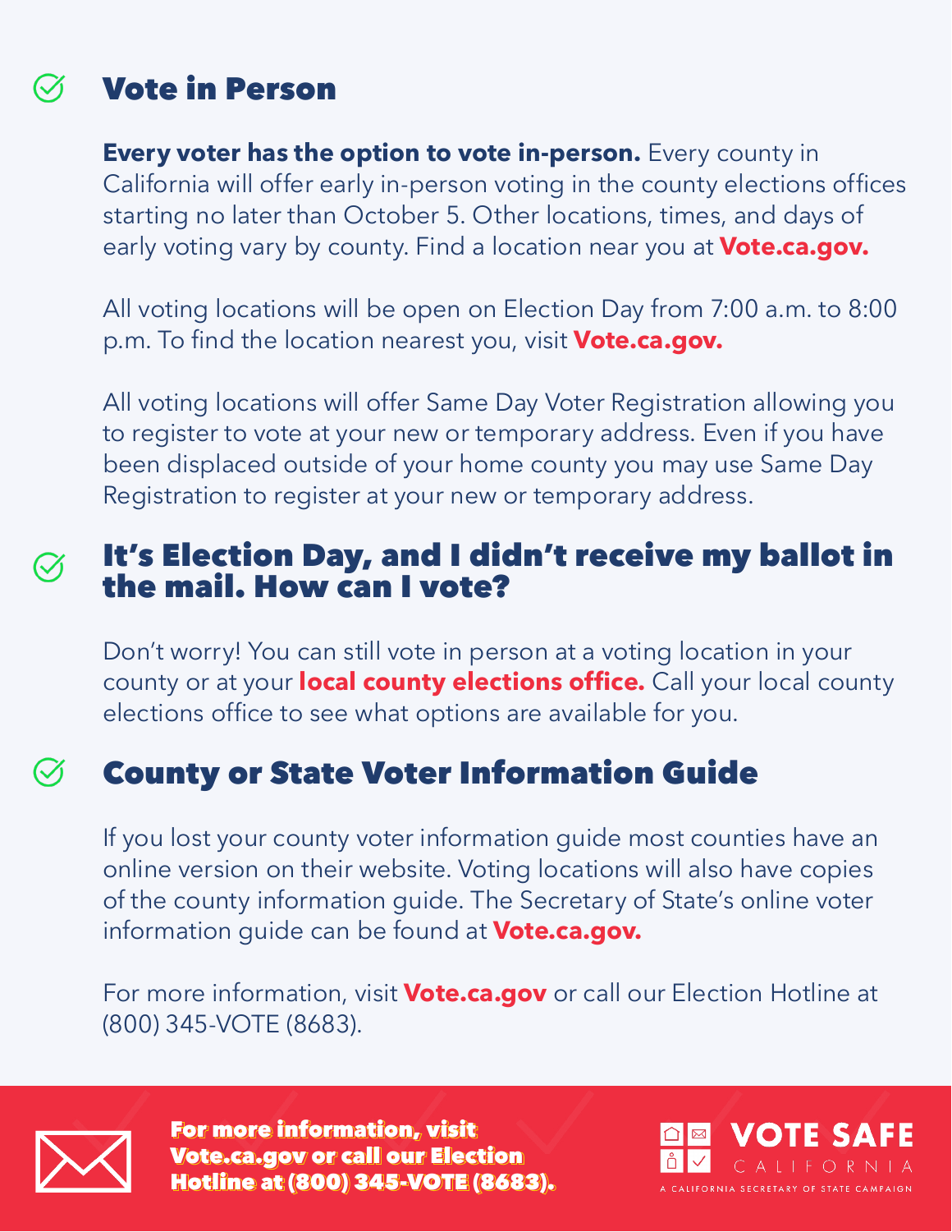## Vote in Person

**Every voter has the option to vote in-person.** Every county in California will offer early in-person voting in the county elections offices starting no later than October 5. Other locations, times, and days of early voting vary by county. Find a location near you at **Vote.ca.gov.**

All voting locations will be open on Election Day from 7:00 a.m. to 8:00 p.m. To find the location nearest you, visit **Vote.ca.gov.**

All voting locations will offer Same Day Voter Registration allowing you to register to vote at your new or temporary address. Even if you have been displaced outside of your home county you may use Same Day Registration to register at your new or temporary address.

## It's Election Day, and I didn't receive my ballot in the mail. How can I vote?

Don't worry! You can still vote in person at a voting location in your county or at your **local county elections office.** Call your local county elections office to see what options are available for you.

## County or State Voter Information Guide

If you lost your county voter information guide most counties have an online version on their website. Voting locations will also have copies of the county information guide. The Secretary of State's online voter information guide can be found at **Vote.ca.gov.**

For more information, visit **Vote.ca.gov** or call our Election Hotline at (800) 345-VOTE (8683).

**For more information, visit Vote.ca.gov or call our Election Hotline at (800) 345-VOTE (8683).**

VOTE SAFE CALIFORNIA

A CALIFORNIA SECRETARY OF STATE CAMPAIGN